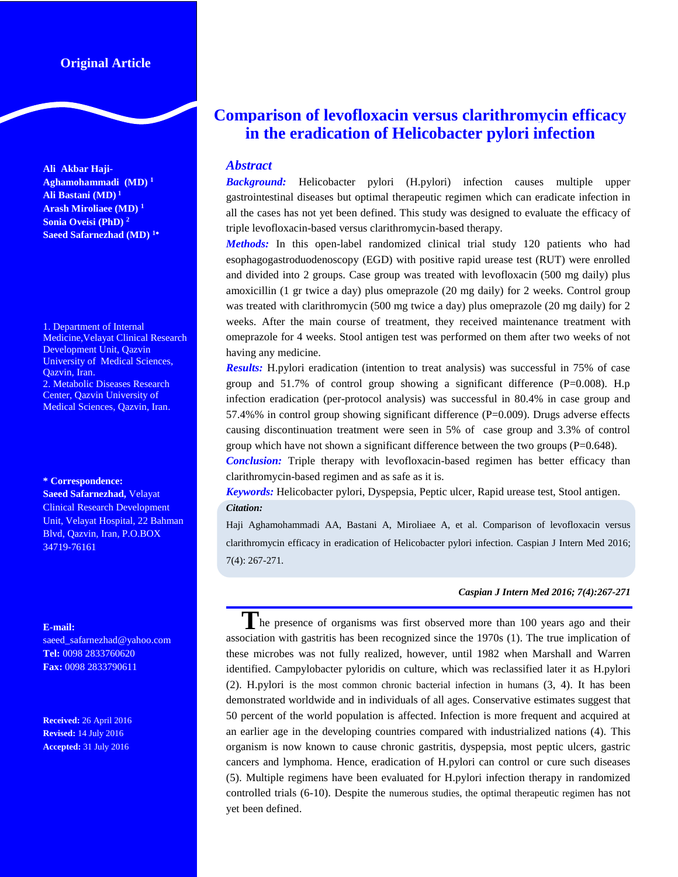Original Article

# Comparison of levofloxacin versus clarithromycin efficacy in the eradication of Helicobacter pylori infection

**Ali Akbar Haji-Aghamohammadi (MD) [1]**
**Ali Bastani (MD) [1]**
**Arash Miroliaee (MD) [1]**
**Sonia Oveisi (PhD) [2]**
**Saeed Safarnezhad (MD) [1*]**

1. Department of Internal Medicine,Velayat Clinical Research Development Unit, Qazvin University of Medical Sciences, Qazvin, Iran.
2. Metabolic Diseases Research Center, Qazvin University of Medical Sciences, Qazvin, Iran.

**\* Correspondence:**
**Saeed Safarnezhad,** Velayat Clinical Research Development Unit, Velayat Hospital, 22 Bahman Blvd, Qazvin, Iran, P.O.BOX 34719-76161

**E-mail:** saeed_safarnezhad@yahoo.com
**Tel:** 0098 2833760620
**Fax:** 0098 2833790611

**Received:** 26 April 2016
**Revised:** 14 July 2016
**Accepted:** 31 July 2016

## Abstract

***Background:*** Helicobacter pylori (H.pylori) infection causes multiple upper gastrointestinal diseases but optimal therapeutic regimen which can eradicate infection in all the cases has not yet been defined. This study was designed to evaluate the efficacy of triple levofloxacin-based versus clarithromycin-based therapy.

***Methods:*** In this open-label randomized clinical trial study 120 patients who had esophagogastroduodenoscopy (EGD) with positive rapid urease test (RUT) were enrolled and divided into 2 groups. Case group was treated with levofloxacin (500 mg daily) plus amoxicillin (1 gr twice a day) plus omeprazole (20 mg daily) for 2 weeks. Control group was treated with clarithromycin (500 mg twice a day) plus omeprazole (20 mg daily) for 2 weeks. After the main course of treatment, they received maintenance treatment with omeprazole for 4 weeks. Stool antigen test was performed on them after two weeks of not having any medicine.

***Results:*** H.pylori eradication (intention to treat analysis) was successful in 75% of case group and 51.7% of control group showing a significant difference (P=0.008). H.p infection eradication (per-protocol analysis) was successful in 80.4% in case group and 57.4%% in control group showing significant difference (P=0.009). Drugs adverse effects causing discontinuation treatment were seen in 5% of case group and 3.3% of control group which have not shown a significant difference between the two groups (P=0.648).

***Conclusion:*** Triple therapy with levofloxacin-based regimen has better efficacy than clarithromycin-based regimen and as safe as it is.

***Keywords:*** Helicobacter pylori, Dyspepsia, Peptic ulcer, Rapid urease test, Stool antigen.

***Citation:***

Haji Aghamohammadi AA, Bastani A, Miroliaee A, et al. Comparison of levofloxacin versus clarithromycin efficacy in eradication of Helicobacter pylori infection. Caspian J Intern Med 2016; 7(4): 267-271.

The presence of organisms was first observed more than 100 years ago and their association with gastritis has been recognized since the 1970s (1). The true implication of these microbes was not fully realized, however, until 1982 when Marshall and Warren identified. Campylobacter pyloridis on culture, which was reclassified later it as H.pylori (2). H.pylori is the most common chronic bacterial infection in humans (3, 4). It has been demonstrated worldwide and in individuals of all ages. Conservative estimates suggest that 50 percent of the world population is affected. Infection is more frequent and acquired at an earlier age in the developing countries compared with industrialized nations (4). This organism is now known to cause chronic gastritis, dyspepsia, most peptic ulcers, gastric cancers and lymphoma. Hence, eradication of H.pylori can control or cure such diseases (5). Multiple regimens have been evaluated for H.pylori infection therapy in randomized controlled trials (6-10). Despite the numerous studies, the optimal therapeutic regimen has not yet been defined.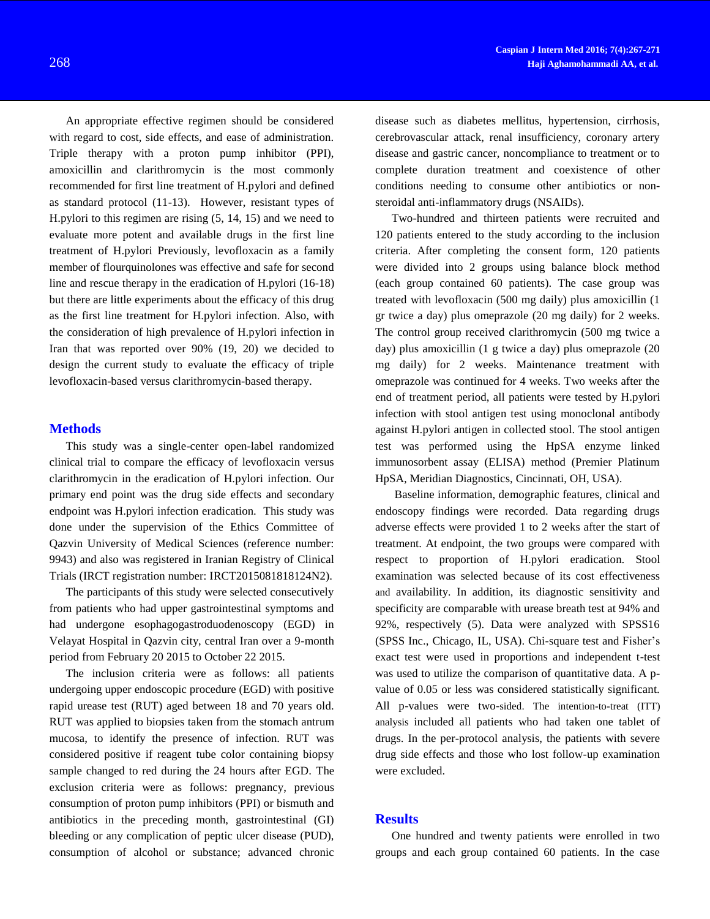An appropriate effective regimen should be considered with regard to cost, side effects, and ease of administration. Triple therapy with a proton pump inhibitor (PPI), amoxicillin and clarithromycin is the most commonly recommended for first line treatment of H.pylori and defined as standard protocol (11-13). However, resistant types of H.pylori to this regimen are rising (5, 14, 15) and we need to evaluate more potent and available drugs in the first line treatment of H.pylori Previously, levofloxacin as a family member of flourquinolones was effective and safe for second line and rescue therapy in the eradication of H.pylori (16-18) but there are little experiments about the efficacy of this drug as the first line treatment for H.pylori infection. Also, with the consideration of high prevalence of H.pylori infection in Iran that was reported over 90% (19, 20) we decided to design the current study to evaluate the efficacy of triple levofloxacin-based versus clarithromycin-based therapy.

## Methods

This study was a single-center open-label randomized clinical trial to compare the efficacy of levofloxacin versus clarithromycin in the eradication of H.pylori infection. Our primary end point was the drug side effects and secondary endpoint was H.pylori infection eradication. This study was done under the supervision of the Ethics Committee of Qazvin University of Medical Sciences (reference number: 9943) and also was registered in Iranian Registry of Clinical Trials (IRCT registration number: IRCT2015081818124N2).

The participants of this study were selected consecutively from patients who had upper gastrointestinal symptoms and had undergone esophagogastroduodenoscopy (EGD) in Velayat Hospital in Qazvin city, central Iran over a 9-month period from February 20 2015 to October 22 2015.

The inclusion criteria were as follows: all patients undergoing upper endoscopic procedure (EGD) with positive rapid urease test (RUT) aged between 18 and 70 years old. RUT was applied to biopsies taken from the stomach antrum mucosa, to identify the presence of infection. RUT was considered positive if reagent tube color containing biopsy sample changed to red during the 24 hours after EGD. The exclusion criteria were as follows: pregnancy, previous consumption of proton pump inhibitors (PPI) or bismuth and antibiotics in the preceding month, gastrointestinal (GI) bleeding or any complication of peptic ulcer disease (PUD), consumption of alcohol or substance; advanced chronic disease such as diabetes mellitus, hypertension, cirrhosis, cerebrovascular attack, renal insufficiency, coronary artery disease and gastric cancer, noncompliance to treatment or to complete duration treatment and coexistence of other conditions needing to consume other antibiotics or non-steroidal anti-inflammatory drugs (NSAIDs).

Two-hundred and thirteen patients were recruited and 120 patients entered to the study according to the inclusion criteria. After completing the consent form, 120 patients were divided into 2 groups using balance block method (each group contained 60 patients). The case group was treated with levofloxacin (500 mg daily) plus amoxicillin (1 gr twice a day) plus omeprazole (20 mg daily) for 2 weeks. The control group received clarithromycin (500 mg twice a day) plus amoxicillin (1 g twice a day) plus omeprazole (20 mg daily) for 2 weeks. Maintenance treatment with omeprazole was continued for 4 weeks. Two weeks after the end of treatment period, all patients were tested by H.pylori infection with stool antigen test using monoclonal antibody against H.pylori antigen in collected stool. The stool antigen test was performed using the HpSA enzyme linked immunosorbent assay (ELISA) method (Premier Platinum HpSA, Meridian Diagnostics, Cincinnati, OH, USA).

Baseline information, demographic features, clinical and endoscopy findings were recorded. Data regarding drugs adverse effects were provided 1 to 2 weeks after the start of treatment. At endpoint, the two groups were compared with respect to proportion of H.pylori eradication. Stool examination was selected because of its cost effectiveness and availability. In addition, its diagnostic sensitivity and specificity are comparable with urease breath test at 94% and 92%, respectively (5). Data were analyzed with SPSS16 (SPSS Inc., Chicago, IL, USA). Chi-square test and Fisher's exact test were used in proportions and independent t-test was used to utilize the comparison of quantitative data. A p-value of 0.05 or less was considered statistically significant. All p-values were two-sided. The intention-to-treat (ITT) analysis included all patients who had taken one tablet of drugs. In the per-protocol analysis, the patients with severe drug side effects and those who lost follow-up examination were excluded.

## Results

One hundred and twenty patients were enrolled in two groups and each group contained 60 patients. In the case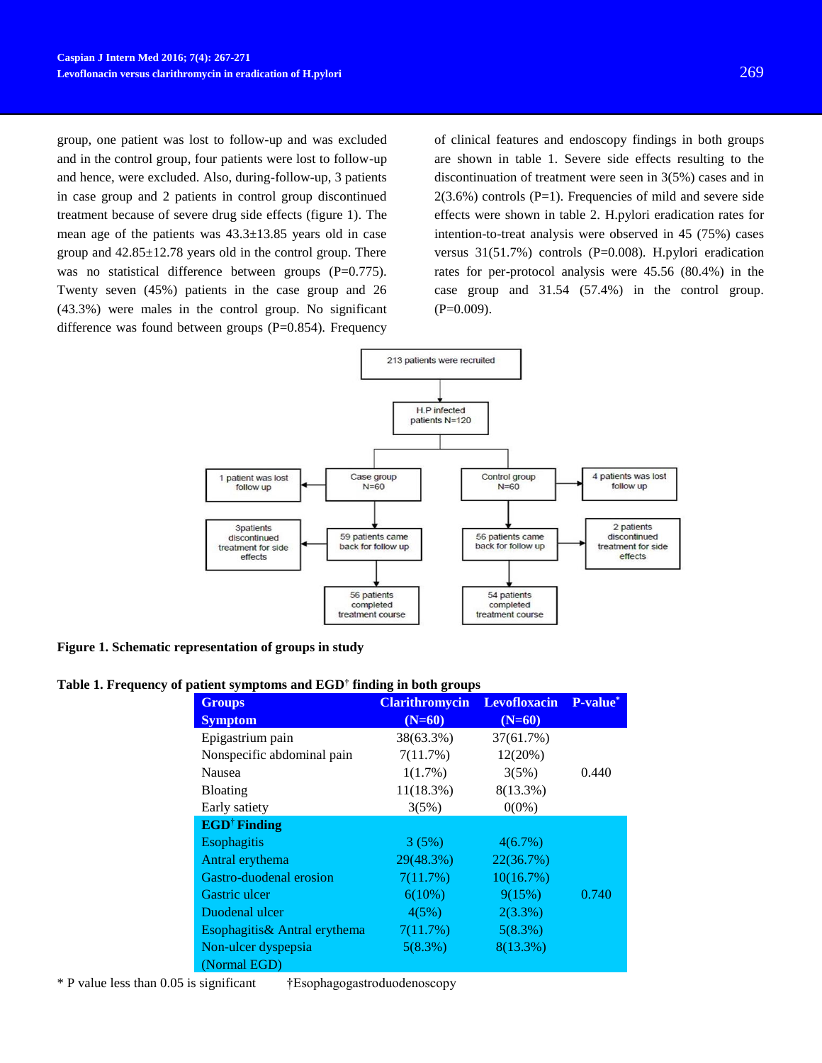group, one patient was lost to follow-up and was excluded and in the control group, four patients were lost to follow-up and hence, were excluded. Also, during-follow-up, 3 patients in case group and 2 patients in control group discontinued treatment because of severe drug side effects (figure 1). The mean age of the patients was 43.3±13.85 years old in case group and 42.85±12.78 years old in the control group. There was no statistical difference between groups (P=0.775). Twenty seven (45%) patients in the case group and 26 (43.3%) were males in the control group. No significant difference was found between groups (P=0.854). Frequency of clinical features and endoscopy findings in both groups are shown in table 1. Severe side effects resulting to the discontinuation of treatment were seen in 3(5%) cases and in 2(3.6%) controls (P=1). Frequencies of mild and severe side effects were shown in table 2. H.pylori eradication rates for intention-to-treat analysis were observed in 45 (75%) cases versus 31(51.7%) controls (P=0.008). H.pylori eradication rates for per-protocol analysis were 45.56 (80.4%) in the case group and 31.54 (57.4%) in the control group. (P=0.009).

213 patients were recruited

H.P infected patients N=120

| Case group | Control group |
|---|---|
| Case group N=60 | Control group N=60 |
| 1 patient was lost follow up | 4 patients was lost follow up |
| 59 patients came back for follow up | 56 patients came back for follow up |
| 3patients discontinued treatment for side effects | 2 patients discontinued treatment for side effects |
| 56 patients completed treatment course | 54 patients completed treatment course |

**Figure 1. Schematic representation of groups in study**

**Table 1. Frequency of patient symptoms and EGD† finding in both groups**

| Groups Symptom | Clarithromycin (N=60) | Levofloxacin (N=60) | P-value* |
|---|---|---|---|
| Epigastrium pain | 38(63.3%) | 37(61.7%) | |
| Nonspecific abdominal pain | 7(11.7%) | 12(20%) | |
| Nausea | 1(1.7%) | 3(5%) | 0.440 |
| Bloating | 11(18.3%) | 8(13.3%) | |
| Early satiety | 3(5%) | 0(0%) | |
| **EGD† Finding** | | | |
| Esophagitis | 3 (5%) | 4(6.7%) | |
| Antral erythema | 29(48.3%) | 22(36.7%) | |
| Gastro-duodenal erosion | 7(11.7%) | 10(16.7%) | |
| Gastric ulcer | 6(10%) | 9(15%) | 0.740 |
| Duodenal ulcer | 4(5%) | 2(3.3%) | |
| Esophagitis& Antral erythema | 7(11.7%) | 5(8.3%) | |
| Non-ulcer dyspepsia (Normal EGD) | 5(8.3%) | 8(13.3%) | |

\* P value less than 0.05 is significant †Esophagogastroduodenoscopy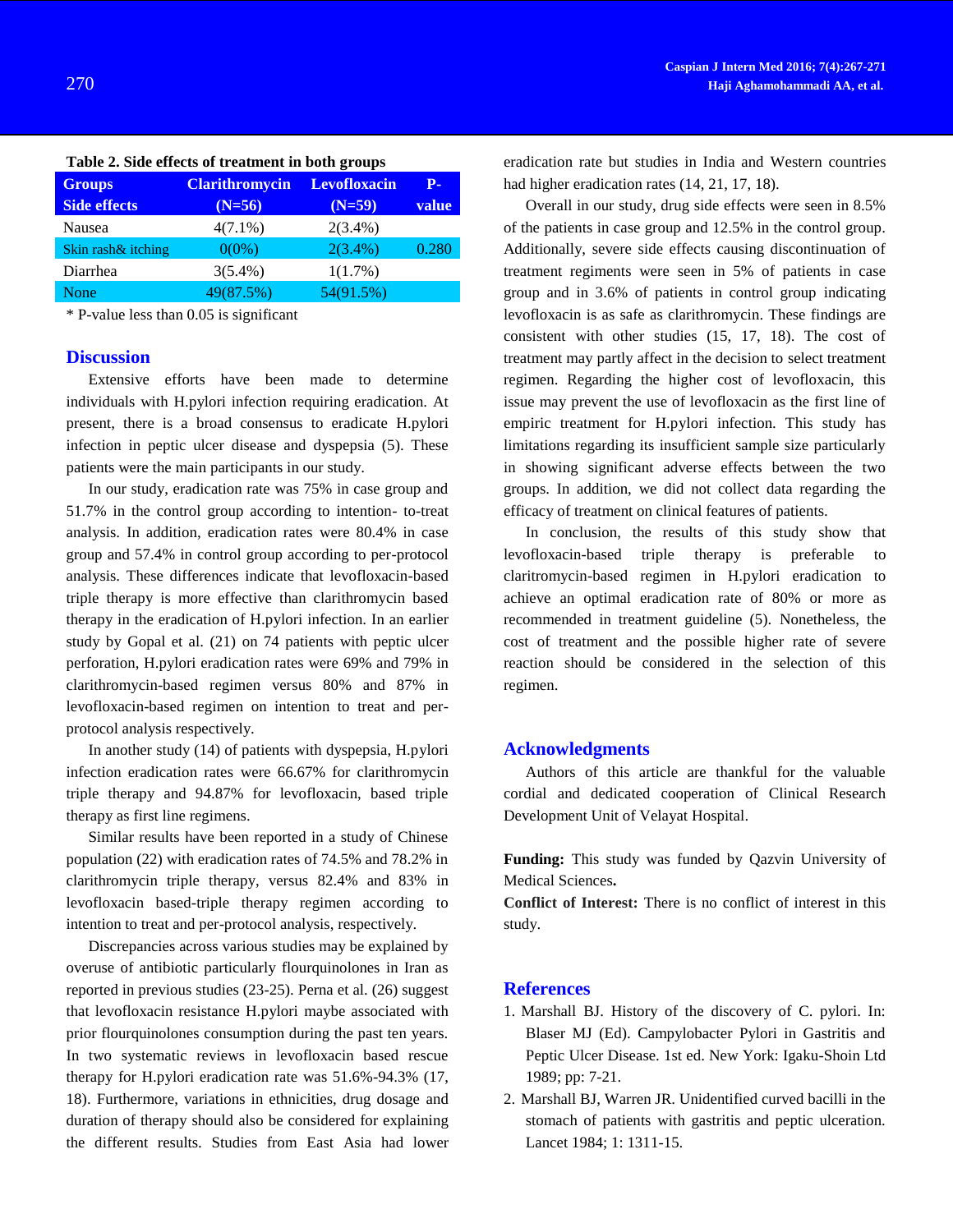**Table 2. Side effects of treatment in both groups**

| Groups<br>Side effects | Clarithromycin (N=56) | Levofloxacin (N=59) | P-value |
|---|---|---|---|
| Nausea | 4(7.1%) | 2(3.4%) | |
| Skin rash& itching | 0(0%) | 2(3.4%) | 0.280 |
| Diarrhea | 3(5.4%) | 1(1.7%) | |
| None | 49(87.5%) | 54(91.5%) | |

\* P-value less than 0.05 is significant

## Discussion

Extensive efforts have been made to determine individuals with H.pylori infection requiring eradication. At present, there is a broad consensus to eradicate H.pylori infection in peptic ulcer disease and dyspepsia (5). These patients were the main participants in our study.

In our study, eradication rate was 75% in case group and 51.7% in the control group according to intention- to-treat analysis. In addition, eradication rates were 80.4% in case group and 57.4% in control group according to per-protocol analysis. These differences indicate that levofloxacin-based triple therapy is more effective than clarithromycin based therapy in the eradication of H.pylori infection. In an earlier study by Gopal et al. (21) on 74 patients with peptic ulcer perforation, H.pylori eradication rates were 69% and 79% in clarithromycin-based regimen versus 80% and 87% in levofloxacin-based regimen on intention to treat and per-protocol analysis respectively.

In another study (14) of patients with dyspepsia, H.pylori infection eradication rates were 66.67% for clarithromycin triple therapy and 94.87% for levofloxacin, based triple therapy as first line regimens.

Similar results have been reported in a study of Chinese population (22) with eradication rates of 74.5% and 78.2% in clarithromycin triple therapy, versus 82.4% and 83% in levofloxacin based-triple therapy regimen according to intention to treat and per-protocol analysis, respectively.

Discrepancies across various studies may be explained by overuse of antibiotic particularly flourquinolones in Iran as reported in previous studies (23-25). Perna et al. (26) suggest that levofloxacin resistance H.pylori maybe associated with prior flourquinolones consumption during the past ten years. In two systematic reviews in levofloxacin based rescue therapy for H.pylori eradication rate was 51.6%-94.3% (17, 18). Furthermore, variations in ethnicities, drug dosage and duration of therapy should also be considered for explaining the different results. Studies from East Asia had lower eradication rate but studies in India and Western countries had higher eradication rates (14, 21, 17, 18).

Overall in our study, drug side effects were seen in 8.5% of the patients in case group and 12.5% in the control group. Additionally, severe side effects causing discontinuation of treatment regimens were seen in 5% of patients in case group and in 3.6% of patients in control group indicating levofloxacin is as safe as clarithromycin. These findings are consistent with other studies (15, 17, 18). The cost of treatment may partly affect in the decision to select treatment regimen. Regarding the higher cost of levofloxacin, this issue may prevent the use of levofloxacin as the first line of empiric treatment for H.pylori infection. This study has limitations regarding its insufficient sample size particularly in showing significant adverse effects between the two groups. In addition, we did not collect data regarding the efficacy of treatment on clinical features of patients.

In conclusion, the results of this study show that levofloxacin-based triple therapy is preferable to claritromycin-based regimen in H.pylori eradication to achieve an optimal eradication rate of 80% or more as recommended in treatment guideline (5). Nonetheless, the cost of treatment and the possible higher rate of severe reaction should be considered in the selection of this regimen.

## Acknowledgments

Authors of this article are thankful for the valuable cordial and dedicated cooperation of Clinical Research Development Unit of Velayat Hospital.

**Funding:** This study was funded by Qazvin University of Medical Sciences**.**

**Conflict of Interest:** There is no conflict of interest in this study.

## References

1. Marshall BJ. History of the discovery of C. pylori. In: Blaser MJ (Ed). Campylobacter Pylori in Gastritis and Peptic Ulcer Disease. 1st ed. New York: Igaku-Shoin Ltd 1989; pp: 7-21.
2. Marshall BJ, Warren JR. Unidentified curved bacilli in the stomach of patients with gastritis and peptic ulceration. Lancet 1984; 1: 1311-15.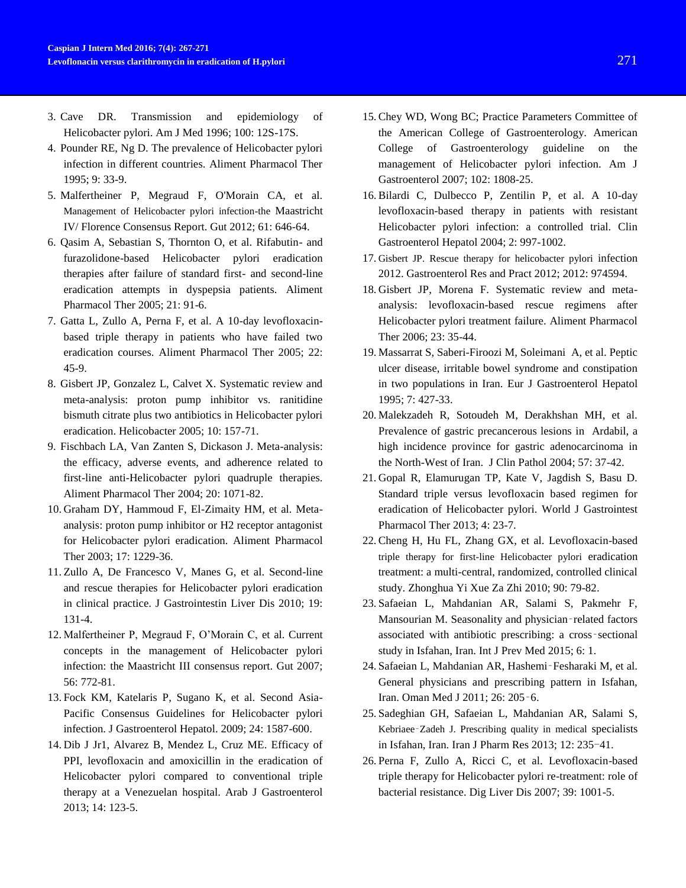3. Cave DR. Transmission and epidemiology of Helicobacter pylori. Am J Med 1996; 100: 12S-17S.
4. Pounder RE, Ng D. The prevalence of Helicobacter pylori infection in different countries. Aliment Pharmacol Ther 1995; 9: 33-9.
5. Malfertheiner P, Megraud F, O'Morain CA, et al. Management of Helicobacter pylori infection-the Maastricht IV/ Florence Consensus Report. Gut 2012; 61: 646-64.
6. Qasim A, Sebastian S, Thornton O, et al. Rifabutin- and furazolidone-based Helicobacter pylori eradication therapies after failure of standard first- and second-line eradication attempts in dyspepsia patients. Aliment Pharmacol Ther 2005; 21: 91-6.
7. Gatta L, Zullo A, Perna F, et al. A 10-day levofloxacin-based triple therapy in patients who have failed two eradication courses. Aliment Pharmacol Ther 2005; 22: 45-9.
8. Gisbert JP, Gonzalez L, Calvet X. Systematic review and meta-analysis: proton pump inhibitor vs. ranitidine bismuth citrate plus two antibiotics in Helicobacter pylori eradication. Helicobacter 2005; 10: 157-71.
9. Fischbach LA, Van Zanten S, Dickason J. Meta-analysis: the efficacy, adverse events, and adherence related to first-line anti-Helicobacter pylori quadruple therapies. Aliment Pharmacol Ther 2004; 20: 1071-82.
10. Graham DY, Hammoud F, El-Zimaity HM, et al. Meta-analysis: proton pump inhibitor or H2 receptor antagonist for Helicobacter pylori eradication. Aliment Pharmacol Ther 2003; 17: 1229-36.
11. Zullo A, De Francesco V, Manes G, et al. Second-line and rescue therapies for Helicobacter pylori eradication in clinical practice. J Gastrointestin Liver Dis 2010; 19: 131-4.
12. Malfertheiner P, Megraud F, O'Morain C, et al. Current concepts in the management of Helicobacter pylori infection: the Maastricht III consensus report. Gut 2007; 56: 772-81.
13. Fock KM, Katelaris P, Sugano K, et al. Second Asia-Pacific Consensus Guidelines for Helicobacter pylori infection. J Gastroenterol Hepatol. 2009; 24: 1587-600.
14. Dib J Jr1, Alvarez B, Mendez L, Cruz ME. Efficacy of PPI, levofloxacin and amoxicillin in the eradication of Helicobacter pylori compared to conventional triple therapy at a Venezuelan hospital. Arab J Gastroenterol 2013; 14: 123-5.
15. Chey WD, Wong BC; Practice Parameters Committee of the American College of Gastroenterology. American College of Gastroenterology guideline on the management of Helicobacter pylori infection. Am J Gastroenterol 2007; 102: 1808-25.
16. Bilardi C, Dulbecco P, Zentilin P, et al. A 10-day levofloxacin-based therapy in patients with resistant Helicobacter pylori infection: a controlled trial. Clin Gastroenterol Hepatol 2004; 2: 997-1002.
17. Gisbert JP. Rescue therapy for helicobacter pylori infection 2012. Gastroenterol Res and Pract 2012; 2012: 974594.
18. Gisbert JP, Morena F. Systematic review and meta-analysis: levofloxacin-based rescue regimens after Helicobacter pylori treatment failure. Aliment Pharmacol Ther 2006; 23: 35-44.
19. Massarrat S, Saberi-Firoozi M, Soleimani A, et al. Peptic ulcer disease, irritable bowel syndrome and constipation in two populations in Iran. Eur J Gastroenterol Hepatol 1995; 7: 427-33.
20. Malekzadeh R, Sotoudeh M, Derakhshan MH, et al. Prevalence of gastric precancerous lesions in Ardabil, a high incidence province for gastric adenocarcinoma in the North-West of Iran. J Clin Pathol 2004; 57: 37-42.
21. Gopal R, Elamurugan TP, Kate V, Jagdish S, Basu D. Standard triple versus levofloxacin based regimen for eradication of Helicobacter pylori. World J Gastrointest Pharmacol Ther 2013; 4: 23-7.
22. Cheng H, Hu FL, Zhang GX, et al. Levofloxacin-based triple therapy for first-line Helicobacter pylori eradication treatment: a multi-central, randomized, controlled clinical study. Zhonghua Yi Xue Za Zhi 2010; 90: 79-82.
23. Safaeian L, Mahdanian AR, Salami S, Pakmehr F, Mansourian M. Seasonality and physician‑related factors associated with antibiotic prescribing: a cross‑sectional study in Isfahan, Iran. Int J Prev Med 2015; 6: 1.
24. Safaeian L, Mahdanian AR, Hashemi‑Fesharaki M, et al. General physicians and prescribing pattern in Isfahan, Iran. Oman Med J 2011; 26: 205‑6.
25. Sadeghian GH, Safaeian L, Mahdanian AR, Salami S, Kebriaee‑Zadeh J. Prescribing quality in medical specialists in Isfahan, Iran. Iran J Pharm Res 2013; 12: 235−41.
26. Perna F, Zullo A, Ricci C, et al. Levofloxacin-based triple therapy for Helicobacter pylori re-treatment: role of bacterial resistance. Dig Liver Dis 2007; 39: 1001-5.